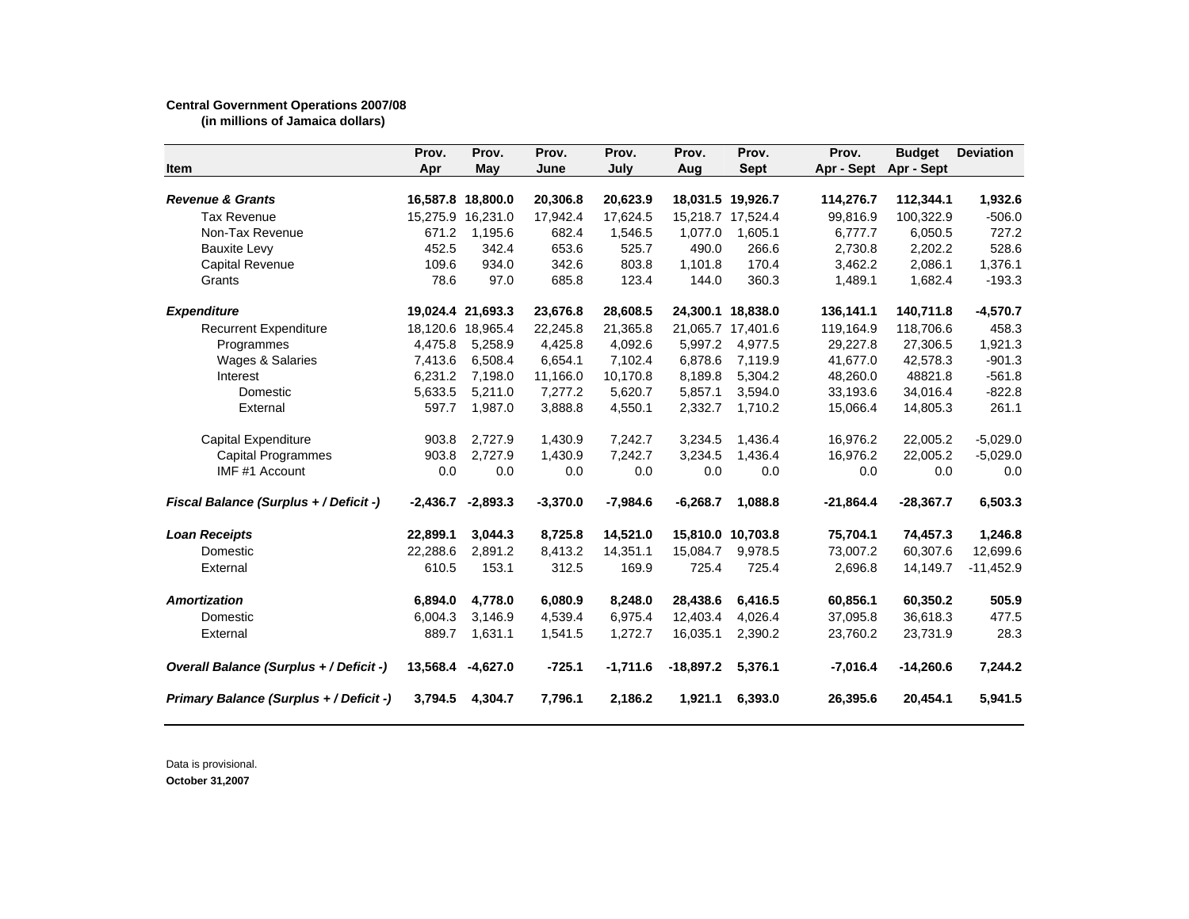**Central Government Operations 2007/08**
**(in millions of Jamaica dollars)**

| Item | Prov. Apr | Prov. May | Prov. June | Prov. July | Prov. Aug | Prov. Sept | Prov. Apr - Sept | Budget Apr - Sept | Deviation |
|---|---|---|---|---|---|---|---|---|---|
| ***Revenue & Grants*** | **16,587.8** | **18,800.0** | **20,306.8** | **20,623.9** | **18,031.5** | **19,926.7** | **114,276.7** | **112,344.1** | **1,932.6** |
| Tax Revenue | 15,275.9 | 16,231.0 | 17,942.4 | 17,624.5 | 15,218.7 | 17,524.4 | 99,816.9 | 100,322.9 | -506.0 |
| Non-Tax Revenue | 671.2 | 1,195.6 | 682.4 | 1,546.5 | 1,077.0 | 1,605.1 | 6,777.7 | 6,050.5 | 727.2 |
| Bauxite Levy | 452.5 | 342.4 | 653.6 | 525.7 | 490.0 | 266.6 | 2,730.8 | 2,202.2 | 528.6 |
| Capital Revenue | 109.6 | 934.0 | 342.6 | 803.8 | 1,101.8 | 170.4 | 3,462.2 | 2,086.1 | 1,376.1 |
| Grants | 78.6 | 97.0 | 685.8 | 123.4 | 144.0 | 360.3 | 1,489.1 | 1,682.4 | -193.3 |
| ***Expenditure*** | **19,024.4** | **21,693.3** | **23,676.8** | **28,608.5** | **24,300.1** | **18,838.0** | **136,141.1** | **140,711.8** | **-4,570.7** |
| Recurrent Expenditure | 18,120.6 | 18,965.4 | 22,245.8 | 21,365.8 | 21,065.7 | 17,401.6 | 119,164.9 | 118,706.6 | 458.3 |
| Programmes | 4,475.8 | 5,258.9 | 4,425.8 | 4,092.6 | 5,997.2 | 4,977.5 | 29,227.8 | 27,306.5 | 1,921.3 |
| Wages & Salaries | 7,413.6 | 6,508.4 | 6,654.1 | 7,102.4 | 6,878.6 | 7,119.9 | 41,677.0 | 42,578.3 | -901.3 |
| Interest | 6,231.2 | 7,198.0 | 11,166.0 | 10,170.8 | 8,189.8 | 5,304.2 | 48,260.0 | 48821.8 | -561.8 |
| Domestic | 5,633.5 | 5,211.0 | 7,277.2 | 5,620.7 | 5,857.1 | 3,594.0 | 33,193.6 | 34,016.4 | -822.8 |
| External | 597.7 | 1,987.0 | 3,888.8 | 4,550.1 | 2,332.7 | 1,710.2 | 15,066.4 | 14,805.3 | 261.1 |
| Capital Expenditure | 903.8 | 2,727.9 | 1,430.9 | 7,242.7 | 3,234.5 | 1,436.4 | 16,976.2 | 22,005.2 | -5,029.0 |
| Capital Programmes | 903.8 | 2,727.9 | 1,430.9 | 7,242.7 | 3,234.5 | 1,436.4 | 16,976.2 | 22,005.2 | -5,029.0 |
| IMF #1 Account | 0.0 | 0.0 | 0.0 | 0.0 | 0.0 | 0.0 | 0.0 | 0.0 | 0.0 |
| ***Fiscal Balance (Surplus + / Deficit -)*** | **-2,436.7** | **-2,893.3** | **-3,370.0** | **-7,984.6** | **-6,268.7** | **1,088.8** | **-21,864.4** | **-28,367.7** | **6,503.3** |
| ***Loan Receipts*** | **22,899.1** | **3,044.3** | **8,725.8** | **14,521.0** | **15,810.0** | **10,703.8** | **75,704.1** | **74,457.3** | **1,246.8** |
| Domestic | 22,288.6 | 2,891.2 | 8,413.2 | 14,351.1 | 15,084.7 | 9,978.5 | 73,007.2 | 60,307.6 | 12,699.6 |
| External | 610.5 | 153.1 | 312.5 | 169.9 | 725.4 | 725.4 | 2,696.8 | 14,149.7 | -11,452.9 |
| ***Amortization*** | **6,894.0** | **4,778.0** | **6,080.9** | **8,248.0** | **28,438.6** | **6,416.5** | **60,856.1** | **60,350.2** | **505.9** |
| Domestic | 6,004.3 | 3,146.9 | 4,539.4 | 6,975.4 | 12,403.4 | 4,026.4 | 37,095.8 | 36,618.3 | 477.5 |
| External | 889.7 | 1,631.1 | 1,541.5 | 1,272.7 | 16,035.1 | 2,390.2 | 23,760.2 | 23,731.9 | 28.3 |
| ***Overall Balance (Surplus + / Deficit -)*** | **13,568.4** | **-4,627.0** | **-725.1** | **-1,711.6** | **-18,897.2** | **5,376.1** | **-7,016.4** | **-14,260.6** | **7,244.2** |
| ***Primary Balance (Surplus + / Deficit -)*** | **3,794.5** | **4,304.7** | **7,796.1** | **2,186.2** | **1,921.1** | **6,393.0** | **26,395.6** | **20,454.1** | **5,941.5** |

Data is provisional.

**October 31,2007**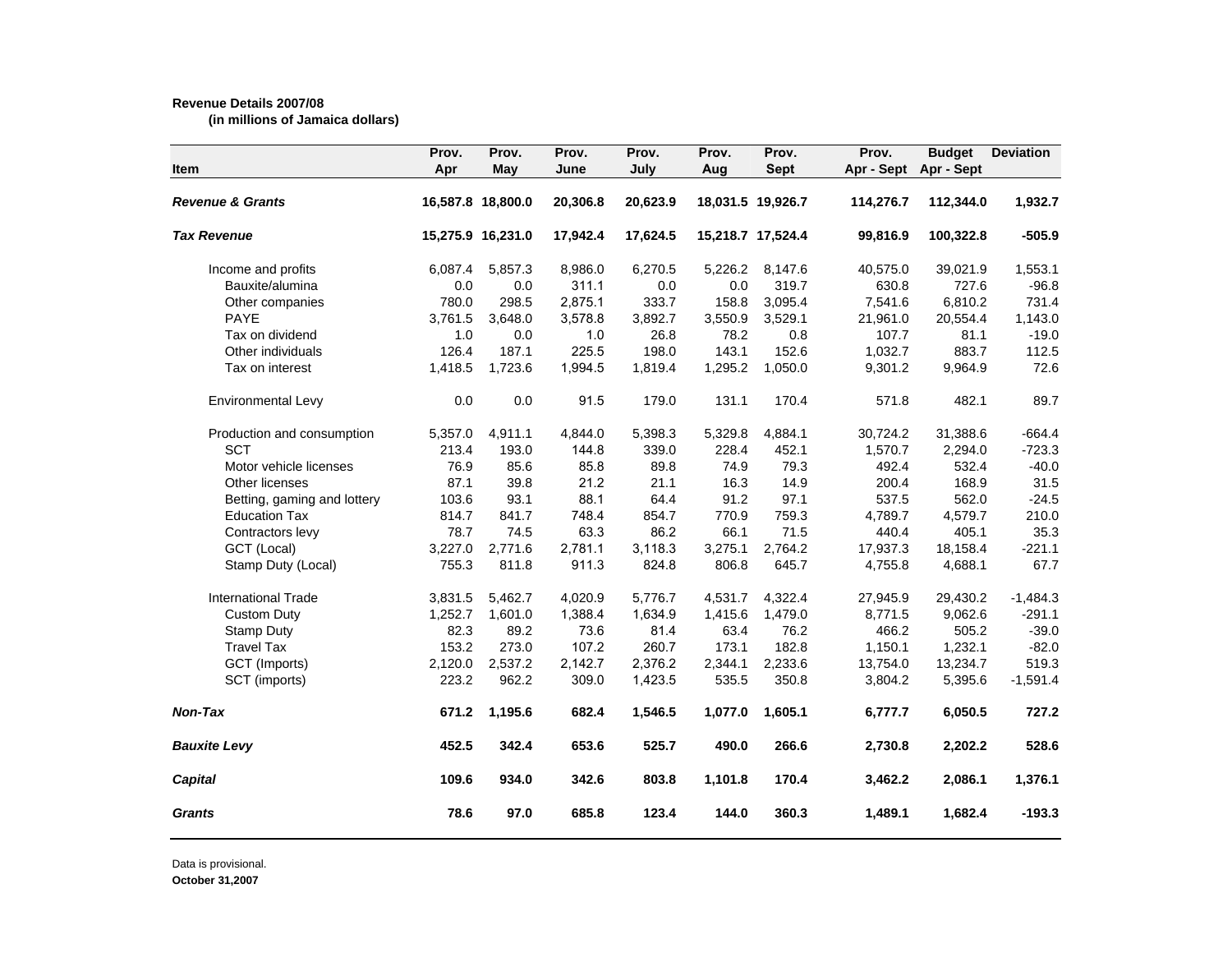**Revenue Details 2007/08**

**(in millions of Jamaica dollars)**

| Item | Prov. Apr | Prov. May | Prov. June | Prov. July | Prov. Aug | Prov. Sept | Prov. Apr - Sept | Budget Apr - Sept | Deviation |
|---|---|---|---|---|---|---|---|---|---|
| ***Revenue & Grants*** | **16,587.8** | **18,800.0** | **20,306.8** | **20,623.9** | **18,031.5** | **19,926.7** | **114,276.7** | **112,344.0** | **1,932.7** |
| ***Tax Revenue*** | **15,275.9** | **16,231.0** | **17,942.4** | **17,624.5** | **15,218.7** | **17,524.4** | **99,816.9** | **100,322.8** | **-505.9** |
| Income and profits | 6,087.4 | 5,857.3 | 8,986.0 | 6,270.5 | 5,226.2 | 8,147.6 | 40,575.0 | 39,021.9 | 1,553.1 |
| Bauxite/alumina | 0.0 | 0.0 | 311.1 | 0.0 | 0.0 | 319.7 | 630.8 | 727.6 | -96.8 |
| Other companies | 780.0 | 298.5 | 2,875.1 | 333.7 | 158.8 | 3,095.4 | 7,541.6 | 6,810.2 | 731.4 |
| PAYE | 3,761.5 | 3,648.0 | 3,578.8 | 3,892.7 | 3,550.9 | 3,529.1 | 21,961.0 | 20,554.4 | 1,143.0 |
| Tax on dividend | 1.0 | 0.0 | 1.0 | 26.8 | 78.2 | 0.8 | 107.7 | 81.1 | -19.0 |
| Other individuals | 126.4 | 187.1 | 225.5 | 198.0 | 143.1 | 152.6 | 1,032.7 | 883.7 | 112.5 |
| Tax on interest | 1,418.5 | 1,723.6 | 1,994.5 | 1,819.4 | 1,295.2 | 1,050.0 | 9,301.2 | 9,964.9 | 72.6 |
| Environmental Levy | 0.0 | 0.0 | 91.5 | 179.0 | 131.1 | 170.4 | 571.8 | 482.1 | 89.7 |
| Production and consumption | 5,357.0 | 4,911.1 | 4,844.0 | 5,398.3 | 5,329.8 | 4,884.1 | 30,724.2 | 31,388.6 | -664.4 |
| SCT | 213.4 | 193.0 | 144.8 | 339.0 | 228.4 | 452.1 | 1,570.7 | 2,294.0 | -723.3 |
| Motor vehicle licenses | 76.9 | 85.6 | 85.8 | 89.8 | 74.9 | 79.3 | 492.4 | 532.4 | -40.0 |
| Other licenses | 87.1 | 39.8 | 21.2 | 21.1 | 16.3 | 14.9 | 200.4 | 168.9 | 31.5 |
| Betting, gaming and lottery | 103.6 | 93.1 | 88.1 | 64.4 | 91.2 | 97.1 | 537.5 | 562.0 | -24.5 |
| Education Tax | 814.7 | 841.7 | 748.4 | 854.7 | 770.9 | 759.3 | 4,789.7 | 4,579.7 | 210.0 |
| Contractors levy | 78.7 | 74.5 | 63.3 | 86.2 | 66.1 | 71.5 | 440.4 | 405.1 | 35.3 |
| GCT (Local) | 3,227.0 | 2,771.6 | 2,781.1 | 3,118.3 | 3,275.1 | 2,764.2 | 17,937.3 | 18,158.4 | -221.1 |
| Stamp Duty (Local) | 755.3 | 811.8 | 911.3 | 824.8 | 806.8 | 645.7 | 4,755.8 | 4,688.1 | 67.7 |
| International Trade | 3,831.5 | 5,462.7 | 4,020.9 | 5,776.7 | 4,531.7 | 4,322.4 | 27,945.9 | 29,430.2 | -1,484.3 |
| Custom Duty | 1,252.7 | 1,601.0 | 1,388.4 | 1,634.9 | 1,415.6 | 1,479.0 | 8,771.5 | 9,062.6 | -291.1 |
| Stamp Duty | 82.3 | 89.2 | 73.6 | 81.4 | 63.4 | 76.2 | 466.2 | 505.2 | -39.0 |
| Travel Tax | 153.2 | 273.0 | 107.2 | 260.7 | 173.1 | 182.8 | 1,150.1 | 1,232.1 | -82.0 |
| GCT (Imports) | 2,120.0 | 2,537.2 | 2,142.7 | 2,376.2 | 2,344.1 | 2,233.6 | 13,754.0 | 13,234.7 | 519.3 |
| SCT (imports) | 223.2 | 962.2 | 309.0 | 1,423.5 | 535.5 | 350.8 | 3,804.2 | 5,395.6 | -1,591.4 |
| ***Non-Tax*** | **671.2** | **1,195.6** | **682.4** | **1,546.5** | **1,077.0** | **1,605.1** | **6,777.7** | **6,050.5** | **727.2** |
| ***Bauxite Levy*** | **452.5** | **342.4** | **653.6** | **525.7** | **490.0** | **266.6** | **2,730.8** | **2,202.2** | **528.6** |
| ***Capital*** | **109.6** | **934.0** | **342.6** | **803.8** | **1,101.8** | **170.4** | **3,462.2** | **2,086.1** | **1,376.1** |
| ***Grants*** | **78.6** | **97.0** | **685.8** | **123.4** | **144.0** | **360.3** | **1,489.1** | **1,682.4** | **-193.3** |

Data is provisional.

**October 31,2007**